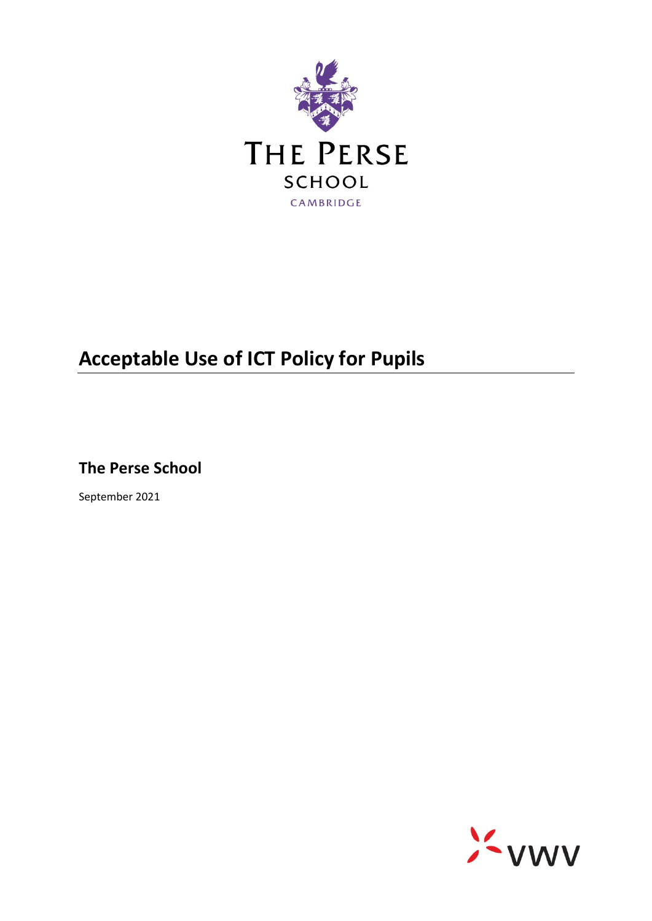THE PERSE SCHOOL

CAMBRIDGE

# Acceptable Use of ICT Policy for Pupils

## The Perse School

September 2021

VWV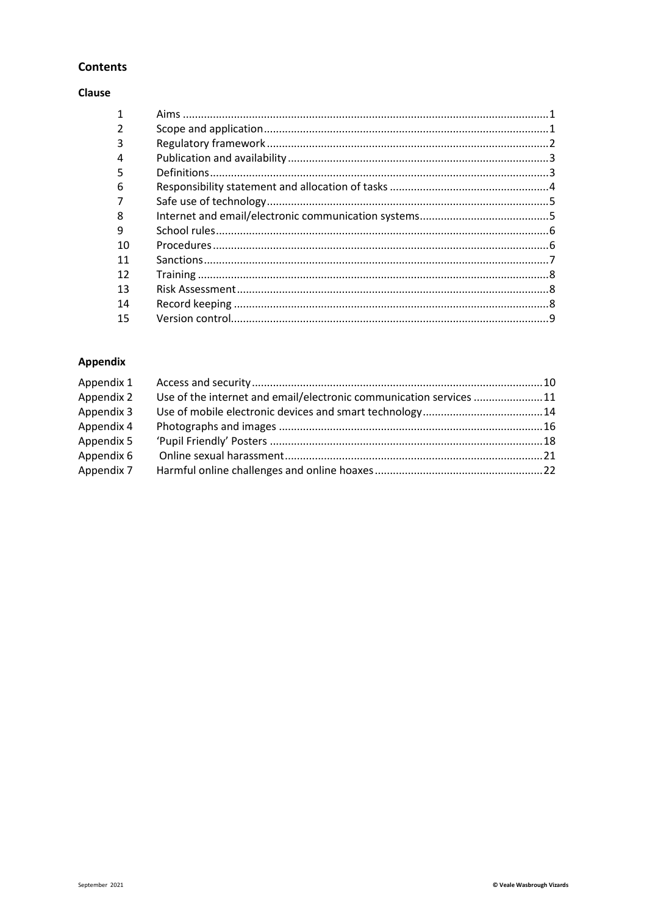## Contents

### Clause

| | | |
|---|---|---|
| 1 | Aims | 1 |
| 2 | Scope and application | 1 |
| 3 | Regulatory framework | 2 |
| 4 | Publication and availability | 3 |
| 5 | Definitions | 3 |
| 6 | Responsibility statement and allocation of tasks | 4 |
| 7 | Safe use of technology | 5 |
| 8 | Internet and email/electronic communication systems | 5 |
| 9 | School rules | 6 |
| 10 | Procedures | 6 |
| 11 | Sanctions | 7 |
| 12 | Training | 8 |
| 13 | Risk Assessment | 8 |
| 14 | Record keeping | 8 |
| 15 | Version control | 9 |

### Appendix

| | | |
|---|---|---|
| Appendix 1 | Access and security | 10 |
| Appendix 2 | Use of the internet and email/electronic communication services | 11 |
| Appendix 3 | Use of mobile electronic devices and smart technology | 14 |
| Appendix 4 | Photographs and images | 16 |
| Appendix 5 | 'Pupil Friendly' Posters | 18 |
| Appendix 6 | Online sexual harassment | 21 |
| Appendix 7 | Harmful online challenges and online hoaxes | 22 |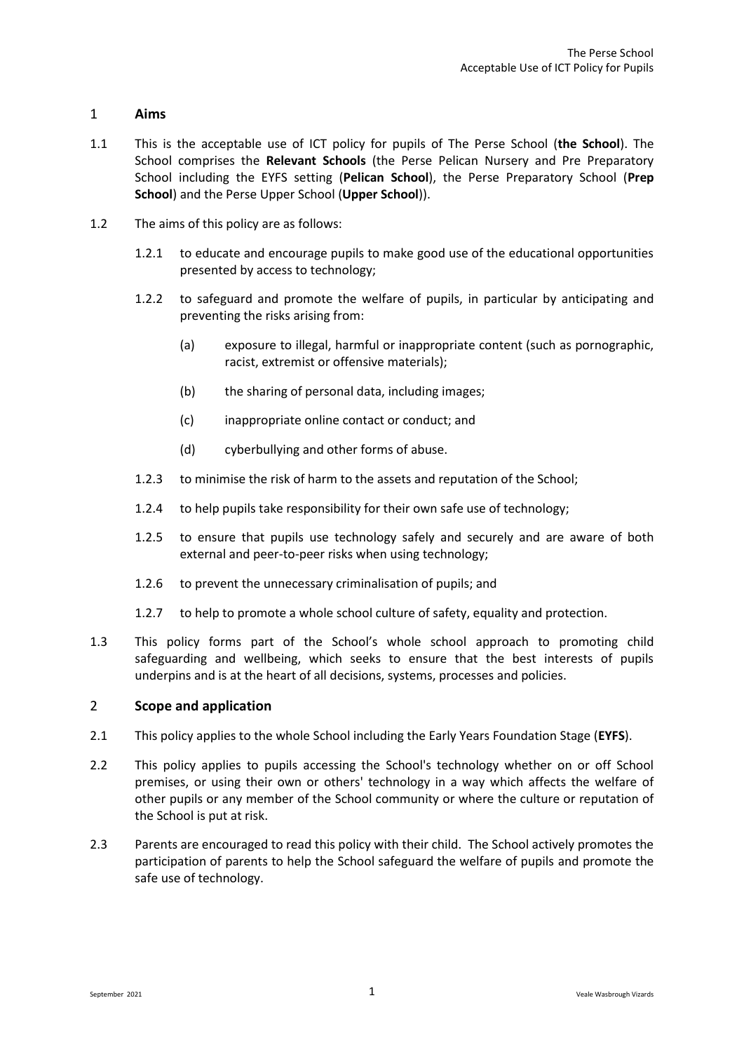## 1 Aims

1.1 This is the acceptable use of ICT policy for pupils of The Perse School (**the School**). The School comprises the **Relevant Schools** (the Perse Pelican Nursery and Pre Preparatory School including the EYFS setting (**Pelican School**), the Perse Preparatory School (**Prep School**) and the Perse Upper School (**Upper School**)).

1.2 The aims of this policy are as follows:

1.2.1 to educate and encourage pupils to make good use of the educational opportunities presented by access to technology;

1.2.2 to safeguard and promote the welfare of pupils, in particular by anticipating and preventing the risks arising from:

(a) exposure to illegal, harmful or inappropriate content (such as pornographic, racist, extremist or offensive materials);

(b) the sharing of personal data, including images;

(c) inappropriate online contact or conduct; and

(d) cyberbullying and other forms of abuse.

1.2.3 to minimise the risk of harm to the assets and reputation of the School;

1.2.4 to help pupils take responsibility for their own safe use of technology;

1.2.5 to ensure that pupils use technology safely and securely and are aware of both external and peer-to-peer risks when using technology;

1.2.6 to prevent the unnecessary criminalisation of pupils; and

1.2.7 to help to promote a whole school culture of safety, equality and protection.

1.3 This policy forms part of the School's whole school approach to promoting child safeguarding and wellbeing, which seeks to ensure that the best interests of pupils underpins and is at the heart of all decisions, systems, processes and policies.

## 2 Scope and application

2.1 This policy applies to the whole School including the Early Years Foundation Stage (**EYFS**).

2.2 This policy applies to pupils accessing the School's technology whether on or off School premises, or using their own or others' technology in a way which affects the welfare of other pupils or any member of the School community or where the culture or reputation of the School is put at risk.

2.3 Parents are encouraged to read this policy with their child. The School actively promotes the participation of parents to help the School safeguard the welfare of pupils and promote the safe use of technology.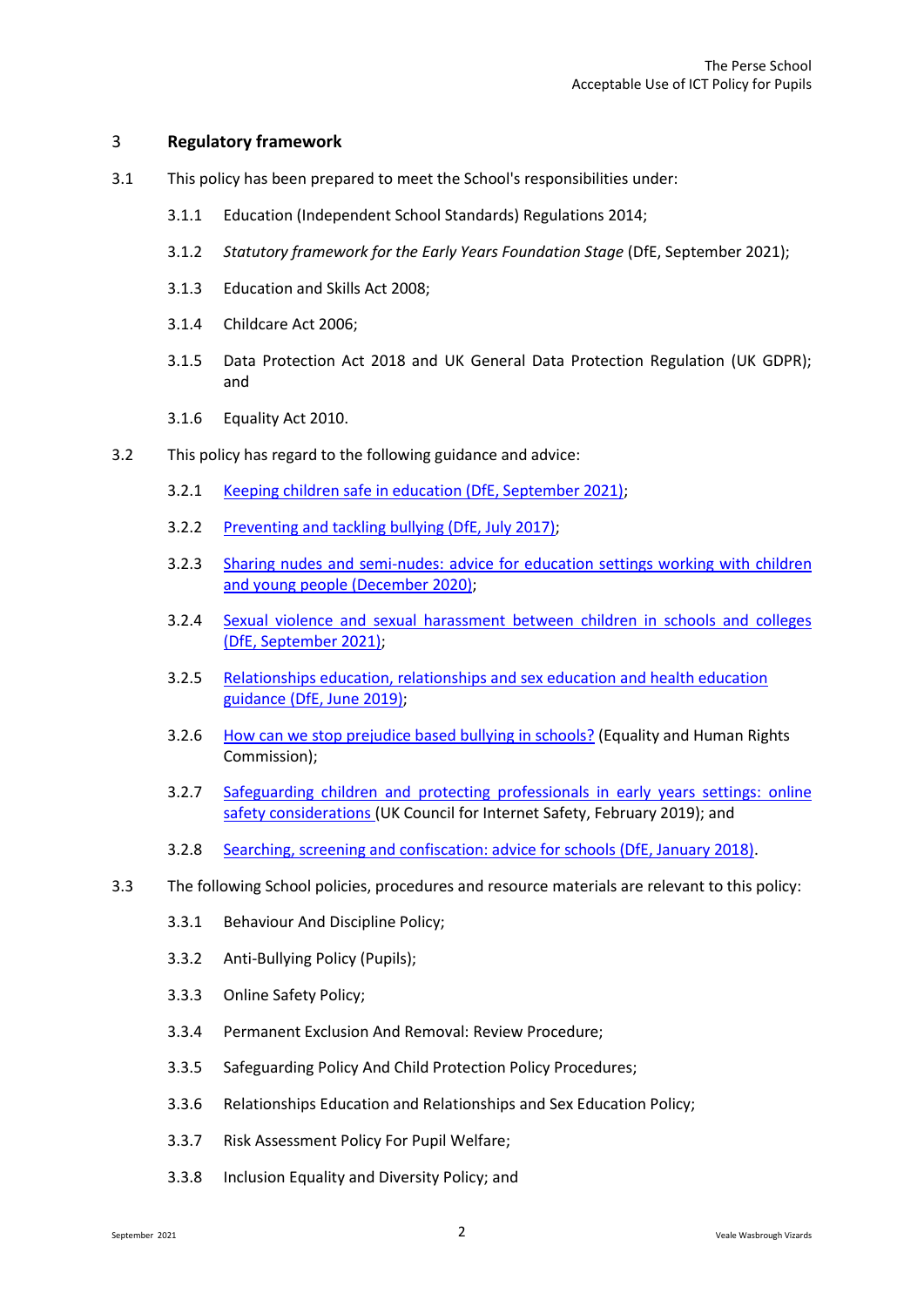## 3 Regulatory framework

3.1 This policy has been prepared to meet the School's responsibilities under:

3.1.1 Education (Independent School Standards) Regulations 2014;

3.1.2 *Statutory framework for the Early Years Foundation Stage* (DfE, September 2021);

3.1.3 Education and Skills Act 2008;

3.1.4 Childcare Act 2006;

3.1.5 Data Protection Act 2018 and UK General Data Protection Regulation (UK GDPR); and

3.1.6 Equality Act 2010.

3.2 This policy has regard to the following guidance and advice:

3.2.1 Keeping children safe in education (DfE, September 2021);

3.2.2 Preventing and tackling bullying (DfE, July 2017);

3.2.3 Sharing nudes and semi-nudes: advice for education settings working with children and young people (December 2020);

3.2.4 Sexual violence and sexual harassment between children in schools and colleges (DfE, September 2021);

3.2.5 Relationships education, relationships and sex education and health education guidance (DfE, June 2019);

3.2.6 How can we stop prejudice based bullying in schools? (Equality and Human Rights Commission);

3.2.7 Safeguarding children and protecting professionals in early years settings: online safety considerations (UK Council for Internet Safety, February 2019); and

3.2.8 Searching, screening and confiscation: advice for schools (DfE, January 2018).

3.3 The following School policies, procedures and resource materials are relevant to this policy:

3.3.1 Behaviour And Discipline Policy;

3.3.2 Anti-Bullying Policy (Pupils);

3.3.3 Online Safety Policy;

3.3.4 Permanent Exclusion And Removal: Review Procedure;

3.3.5 Safeguarding Policy And Child Protection Policy Procedures;

3.3.6 Relationships Education and Relationships and Sex Education Policy;

3.3.7 Risk Assessment Policy For Pupil Welfare;

3.3.8 Inclusion Equality and Diversity Policy; and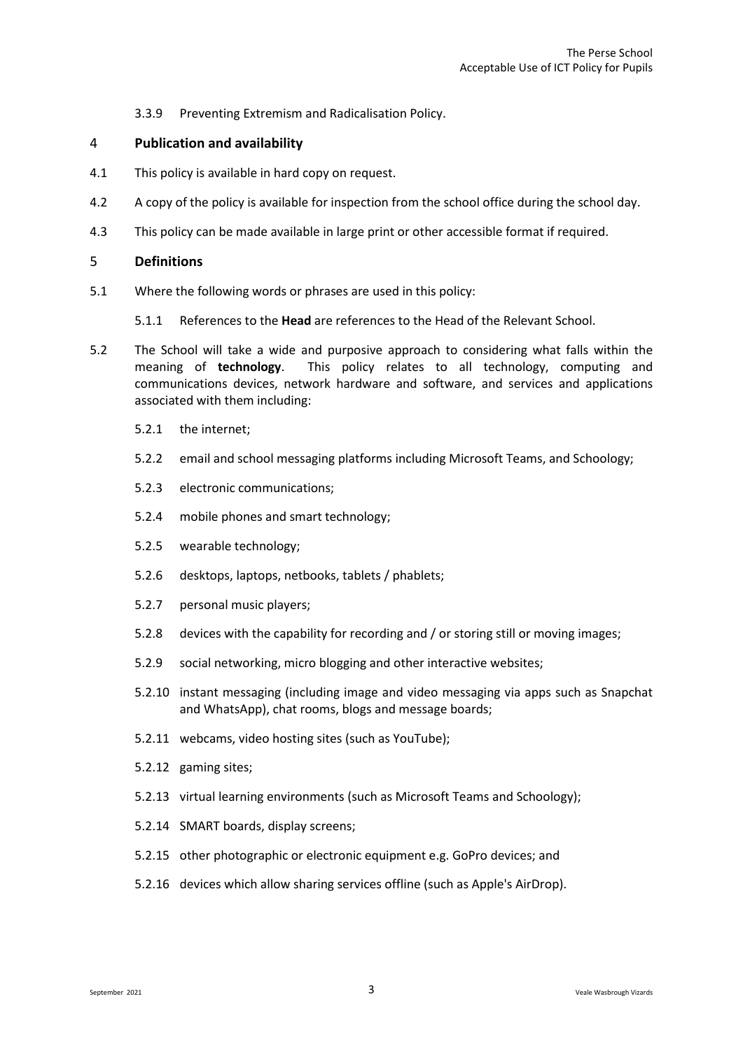3.3.9 Preventing Extremism and Radicalisation Policy.

## 4 Publication and availability

4.1 This policy is available in hard copy on request.

4.2 A copy of the policy is available for inspection from the school office during the school day.

4.3 This policy can be made available in large print or other accessible format if required.

## 5 Definitions

5.1 Where the following words or phrases are used in this policy:

5.1.1 References to the **Head** are references to the Head of the Relevant School.

5.2 The School will take a wide and purposive approach to considering what falls within the meaning of **technology**. This policy relates to all technology, computing and communications devices, network hardware and software, and services and applications associated with them including:

5.2.1 the internet;

5.2.2 email and school messaging platforms including Microsoft Teams, and Schoology;

5.2.3 electronic communications;

5.2.4 mobile phones and smart technology;

5.2.5 wearable technology;

5.2.6 desktops, laptops, netbooks, tablets / phablets;

5.2.7 personal music players;

5.2.8 devices with the capability for recording and / or storing still or moving images;

5.2.9 social networking, micro blogging and other interactive websites;

5.2.10 instant messaging (including image and video messaging via apps such as Snapchat and WhatsApp), chat rooms, blogs and message boards;

5.2.11 webcams, video hosting sites (such as YouTube);

5.2.12 gaming sites;

5.2.13 virtual learning environments (such as Microsoft Teams and Schoology);

5.2.14 SMART boards, display screens;

5.2.15 other photographic or electronic equipment e.g. GoPro devices; and

5.2.16 devices which allow sharing services offline (such as Apple's AirDrop).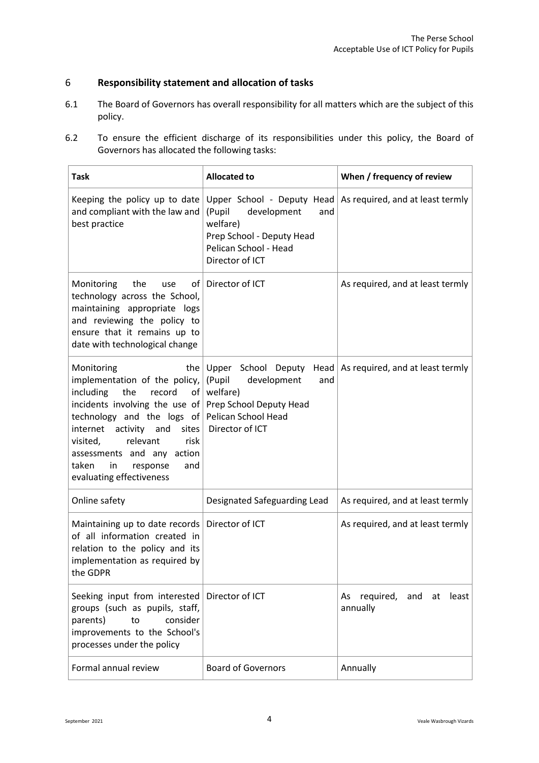## 6 Responsibility statement and allocation of tasks

6.1 The Board of Governors has overall responsibility for all matters which are the subject of this policy.

6.2 To ensure the efficient discharge of its responsibilities under this policy, the Board of Governors has allocated the following tasks:

| Task | Allocated to | When / frequency of review |
|---|---|---|
| Keeping the policy up to date and compliant with the law and best practice | Upper School - Deputy Head (Pupil development and welfare)<br>Prep School - Deputy Head<br>Pelican School - Head<br>Director of ICT | As required, and at least termly |
| Monitoring the use of technology across the School, maintaining appropriate logs and reviewing the policy to ensure that it remains up to date with technological change | Director of ICT | As required, and at least termly |
| Monitoring the implementation of the policy, including the record of incidents involving the use of technology and the logs of internet activity and sites visited, relevant risk assessments and any action taken in response and evaluating effectiveness | Upper School Deputy Head (Pupil development and welfare)<br>Prep School Deputy Head<br>Pelican School Head<br>Director of ICT | As required, and at least termly |
| Online safety | Designated Safeguarding Lead | As required, and at least termly |
| Maintaining up to date records of all information created in relation to the policy and its implementation as required by the GDPR | Director of ICT | As required, and at least termly |
| Seeking input from interested groups (such as pupils, staff, parents) to consider improvements to the School's processes under the policy | Director of ICT | As required, and at least annually |
| Formal annual review | Board of Governors | Annually |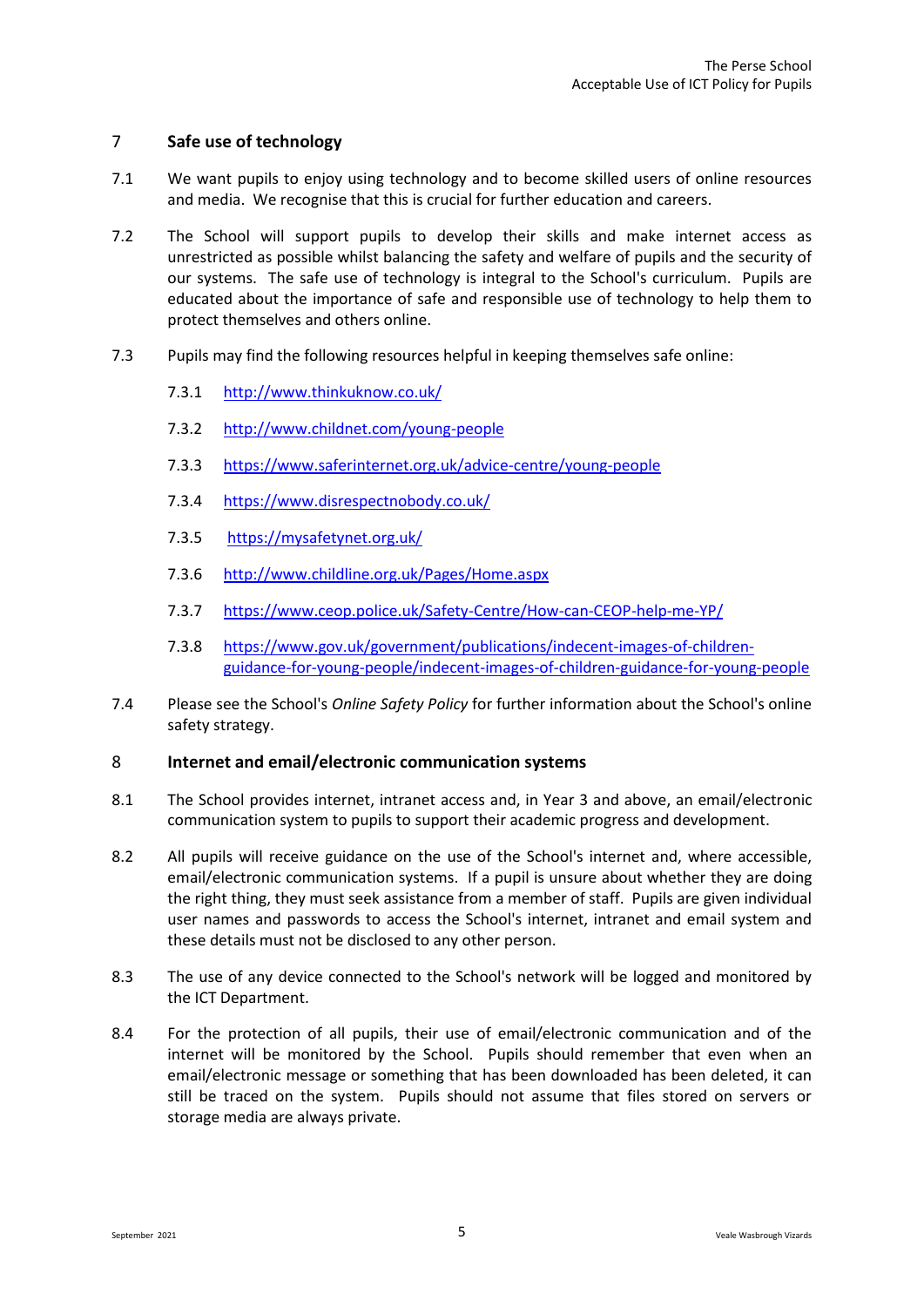## 7 Safe use of technology

7.1 We want pupils to enjoy using technology and to become skilled users of online resources and media. We recognise that this is crucial for further education and careers.

7.2 The School will support pupils to develop their skills and make internet access as unrestricted as possible whilst balancing the safety and welfare of pupils and the security of our systems. The safe use of technology is integral to the School's curriculum. Pupils are educated about the importance of safe and responsible use of technology to help them to protect themselves and others online.

7.3 Pupils may find the following resources helpful in keeping themselves safe online:

7.3.1 http://www.thinkuknow.co.uk/

7.3.2 http://www.childnet.com/young-people

7.3.3 https://www.saferinternet.org.uk/advice-centre/young-people

7.3.4 https://www.disrespectnobody.co.uk/

7.3.5 https://mysafetynet.org.uk/

7.3.6 http://www.childline.org.uk/Pages/Home.aspx

7.3.7 https://www.ceop.police.uk/Safety-Centre/How-can-CEOP-help-me-YP/

7.3.8 https://www.gov.uk/government/publications/indecent-images-of-children-guidance-for-young-people/indecent-images-of-children-guidance-for-young-people

7.4 Please see the School's *Online Safety Policy* for further information about the School's online safety strategy.

## 8 Internet and email/electronic communication systems

8.1 The School provides internet, intranet access and, in Year 3 and above, an email/electronic communication system to pupils to support their academic progress and development.

8.2 All pupils will receive guidance on the use of the School's internet and, where accessible, email/electronic communication systems. If a pupil is unsure about whether they are doing the right thing, they must seek assistance from a member of staff. Pupils are given individual user names and passwords to access the School's internet, intranet and email system and these details must not be disclosed to any other person.

8.3 The use of any device connected to the School's network will be logged and monitored by the ICT Department.

8.4 For the protection of all pupils, their use of email/electronic communication and of the internet will be monitored by the School. Pupils should remember that even when an email/electronic message or something that has been downloaded has been deleted, it can still be traced on the system. Pupils should not assume that files stored on servers or storage media are always private.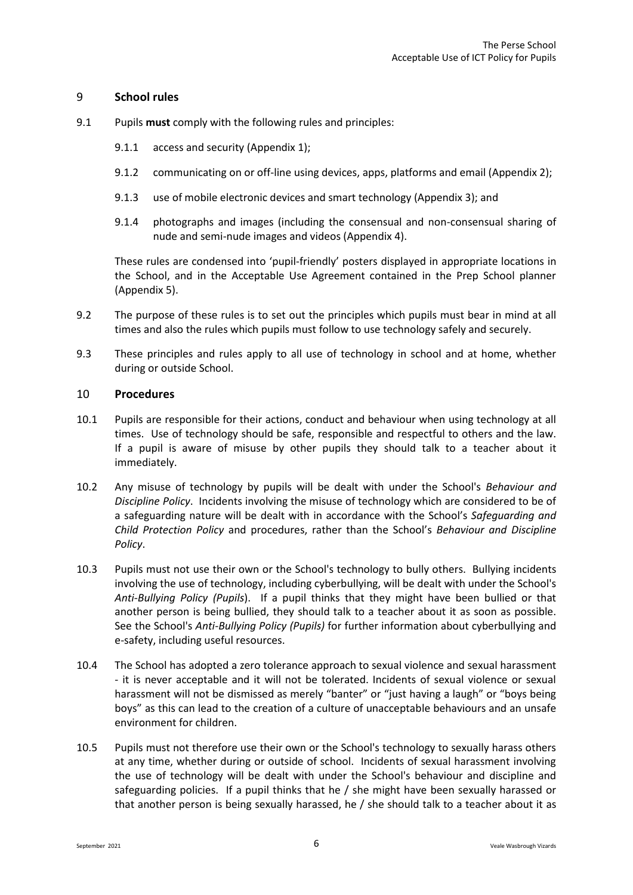## 9 **School rules**

9.1 Pupils **must** comply with the following rules and principles:

9.1.1 access and security (Appendix 1);

9.1.2 communicating on or off-line using devices, apps, platforms and email (Appendix 2);

9.1.3 use of mobile electronic devices and smart technology (Appendix 3); and

9.1.4 photographs and images (including the consensual and non-consensual sharing of nude and semi-nude images and videos (Appendix 4).

These rules are condensed into 'pupil-friendly' posters displayed in appropriate locations in the School, and in the Acceptable Use Agreement contained in the Prep School planner (Appendix 5).

9.2 The purpose of these rules is to set out the principles which pupils must bear in mind at all times and also the rules which pupils must follow to use technology safely and securely.

9.3 These principles and rules apply to all use of technology in school and at home, whether during or outside School.

## 10 **Procedures**

10.1 Pupils are responsible for their actions, conduct and behaviour when using technology at all times. Use of technology should be safe, responsible and respectful to others and the law. If a pupil is aware of misuse by other pupils they should talk to a teacher about it immediately.

10.2 Any misuse of technology by pupils will be dealt with under the School's *Behaviour and Discipline Policy*. Incidents involving the misuse of technology which are considered to be of a safeguarding nature will be dealt with in accordance with the School's *Safeguarding and Child Protection Policy* and procedures, rather than the School's *Behaviour and Discipline Policy*.

10.3 Pupils must not use their own or the School's technology to bully others. Bullying incidents involving the use of technology, including cyberbullying, will be dealt with under the School's *Anti-Bullying Policy (Pupils*). If a pupil thinks that they might have been bullied or that another person is being bullied, they should talk to a teacher about it as soon as possible. See the School's *Anti-Bullying Policy (Pupils)* for further information about cyberbullying and e-safety, including useful resources.

10.4 The School has adopted a zero tolerance approach to sexual violence and sexual harassment - it is never acceptable and it will not be tolerated. Incidents of sexual violence or sexual harassment will not be dismissed as merely "banter" or "just having a laugh" or "boys being boys" as this can lead to the creation of a culture of unacceptable behaviours and an unsafe environment for children.

10.5 Pupils must not therefore use their own or the School's technology to sexually harass others at any time, whether during or outside of school. Incidents of sexual harassment involving the use of technology will be dealt with under the School's behaviour and discipline and safeguarding policies. If a pupil thinks that he / she might have been sexually harassed or that another person is being sexually harassed, he / she should talk to a teacher about it as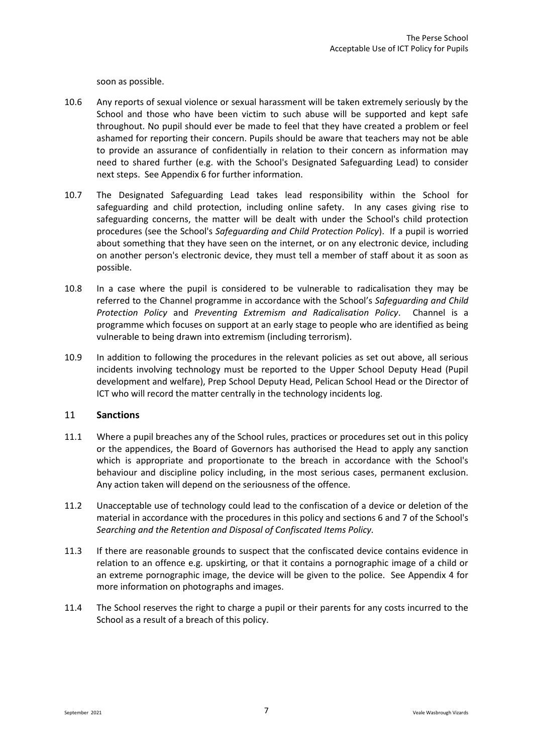soon as possible.

10.6 Any reports of sexual violence or sexual harassment will be taken extremely seriously by the School and those who have been victim to such abuse will be supported and kept safe throughout. No pupil should ever be made to feel that they have created a problem or feel ashamed for reporting their concern. Pupils should be aware that teachers may not be able to provide an assurance of confidentially in relation to their concern as information may need to shared further (e.g. with the School's Designated Safeguarding Lead) to consider next steps. See Appendix 6 for further information.

10.7 The Designated Safeguarding Lead takes lead responsibility within the School for safeguarding and child protection, including online safety. In any cases giving rise to safeguarding concerns, the matter will be dealt with under the School's child protection procedures (see the School's *Safeguarding and Child Protection Policy*). If a pupil is worried about something that they have seen on the internet, or on any electronic device, including on another person's electronic device, they must tell a member of staff about it as soon as possible.

10.8 In a case where the pupil is considered to be vulnerable to radicalisation they may be referred to the Channel programme in accordance with the School's *Safeguarding and Child Protection Policy* and *Preventing Extremism and Radicalisation Policy*. Channel is a programme which focuses on support at an early stage to people who are identified as being vulnerable to being drawn into extremism (including terrorism).

10.9 In addition to following the procedures in the relevant policies as set out above, all serious incidents involving technology must be reported to the Upper School Deputy Head (Pupil development and welfare), Prep School Deputy Head, Pelican School Head or the Director of ICT who will record the matter centrally in the technology incidents log.

## 11 Sanctions

11.1 Where a pupil breaches any of the School rules, practices or procedures set out in this policy or the appendices, the Board of Governors has authorised the Head to apply any sanction which is appropriate and proportionate to the breach in accordance with the School's behaviour and discipline policy including, in the most serious cases, permanent exclusion. Any action taken will depend on the seriousness of the offence.

11.2 Unacceptable use of technology could lead to the confiscation of a device or deletion of the material in accordance with the procedures in this policy and sections 6 and 7 of the School's *Searching and the Retention and Disposal of Confiscated Items Policy.*

11.3 If there are reasonable grounds to suspect that the confiscated device contains evidence in relation to an offence e.g. upskirting, or that it contains a pornographic image of a child or an extreme pornographic image, the device will be given to the police. See Appendix 4 for more information on photographs and images.

11.4 The School reserves the right to charge a pupil or their parents for any costs incurred to the School as a result of a breach of this policy.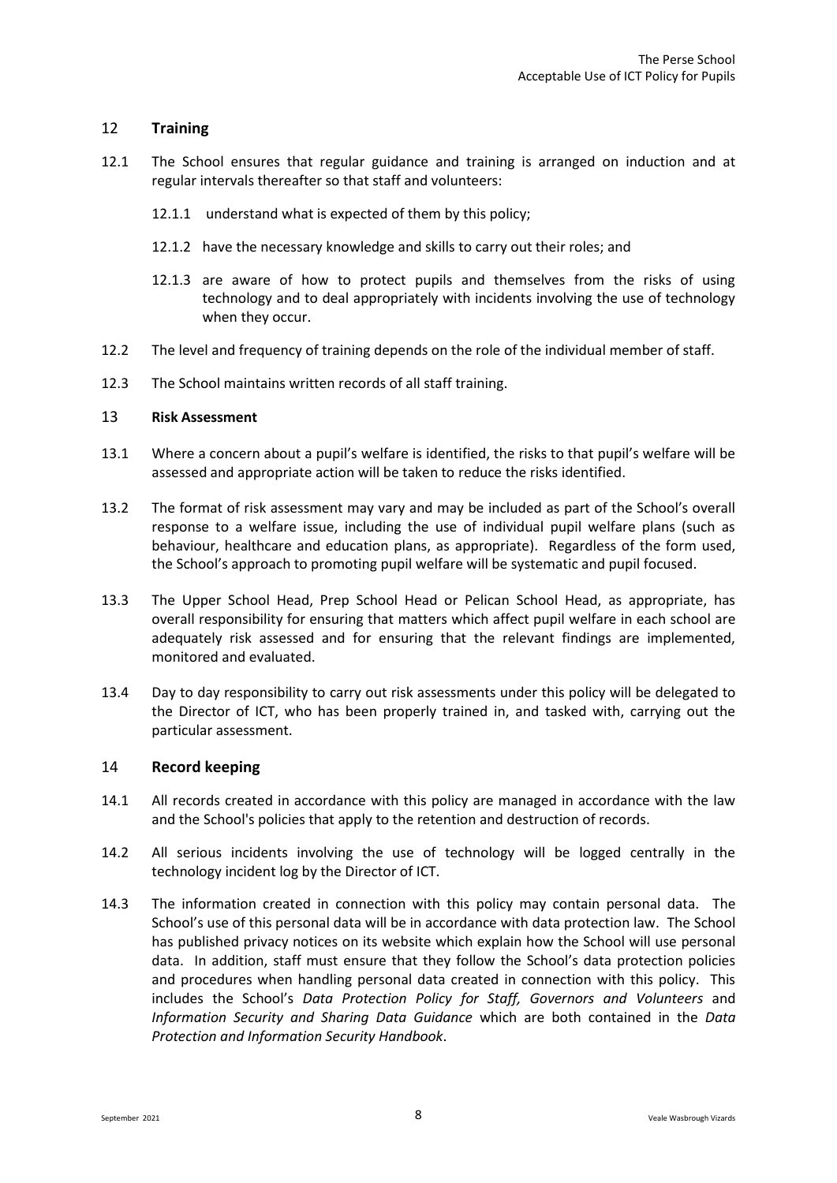## 12 Training

12.1 The School ensures that regular guidance and training is arranged on induction and at regular intervals thereafter so that staff and volunteers:

12.1.1 understand what is expected of them by this policy;

12.1.2 have the necessary knowledge and skills to carry out their roles; and

12.1.3 are aware of how to protect pupils and themselves from the risks of using technology and to deal appropriately with incidents involving the use of technology when they occur.

12.2 The level and frequency of training depends on the role of the individual member of staff.

12.3 The School maintains written records of all staff training.

## 13 Risk Assessment

13.1 Where a concern about a pupil's welfare is identified, the risks to that pupil's welfare will be assessed and appropriate action will be taken to reduce the risks identified.

13.2 The format of risk assessment may vary and may be included as part of the School's overall response to a welfare issue, including the use of individual pupil welfare plans (such as behaviour, healthcare and education plans, as appropriate). Regardless of the form used, the School's approach to promoting pupil welfare will be systematic and pupil focused.

13.3 The Upper School Head, Prep School Head or Pelican School Head, as appropriate, has overall responsibility for ensuring that matters which affect pupil welfare in each school are adequately risk assessed and for ensuring that the relevant findings are implemented, monitored and evaluated.

13.4 Day to day responsibility to carry out risk assessments under this policy will be delegated to the Director of ICT, who has been properly trained in, and tasked with, carrying out the particular assessment.

## 14 Record keeping

14.1 All records created in accordance with this policy are managed in accordance with the law and the School's policies that apply to the retention and destruction of records.

14.2 All serious incidents involving the use of technology will be logged centrally in the technology incident log by the Director of ICT.

14.3 The information created in connection with this policy may contain personal data. The School's use of this personal data will be in accordance with data protection law. The School has published privacy notices on its website which explain how the School will use personal data. In addition, staff must ensure that they follow the School's data protection policies and procedures when handling personal data created in connection with this policy. This includes the School's *Data Protection Policy for Staff, Governors and Volunteers* and *Information Security and Sharing Data Guidance* which are both contained in the *Data Protection and Information Security Handbook*.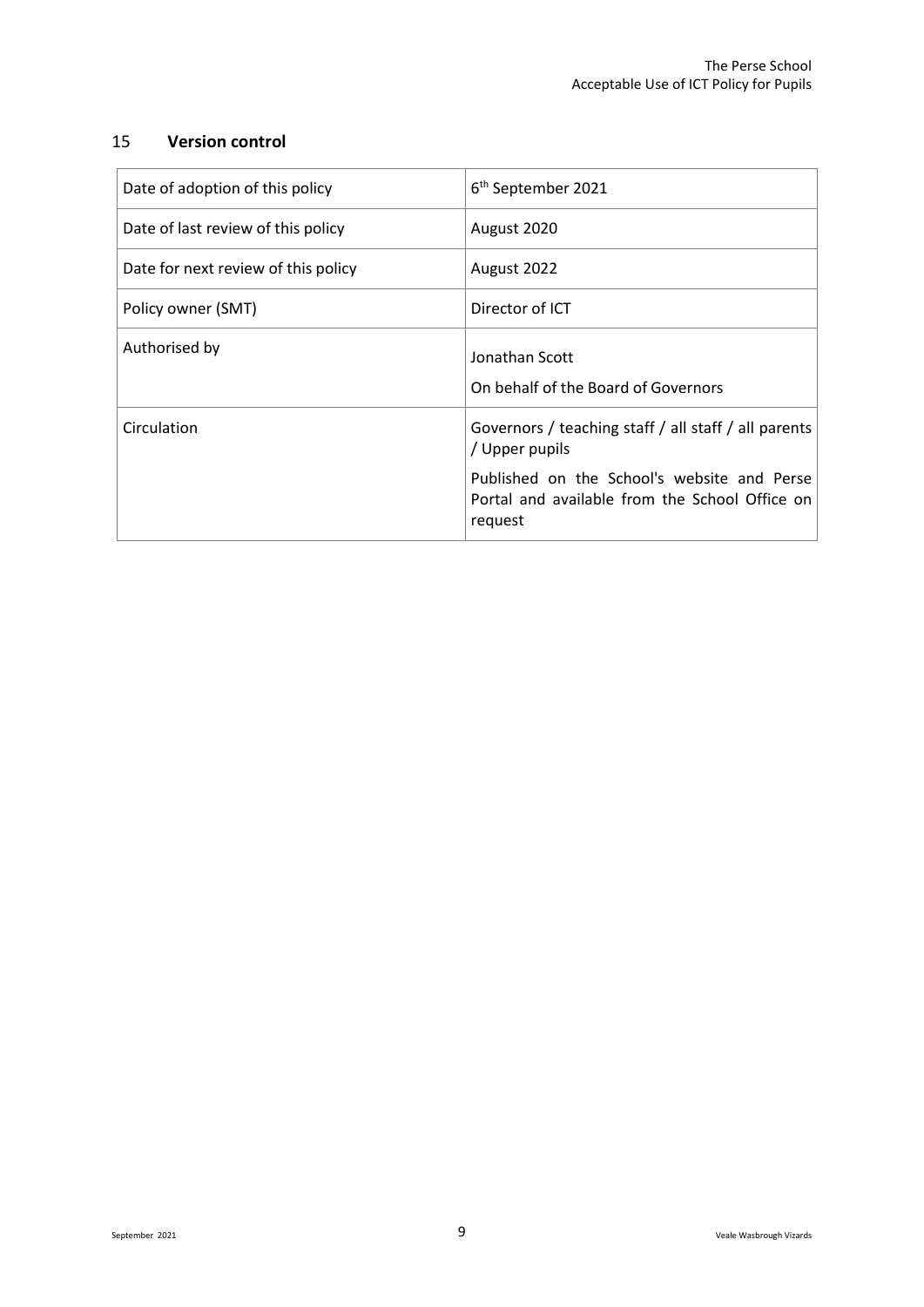## 15 **Version control**

| Date of adoption of this policy | 6th September 2021 |
| --- | --- |
| Date of last review of this policy | August 2020 |
| Date for next review of this policy | August 2022 |
| Policy owner (SMT) | Director of ICT |
| Authorised by | Jonathan Scott<br>On behalf of the Board of Governors |
| Circulation | Governors / teaching staff / all staff / all parents / Upper pupils<br>Published on the School's website and Perse Portal and available from the School Office on request |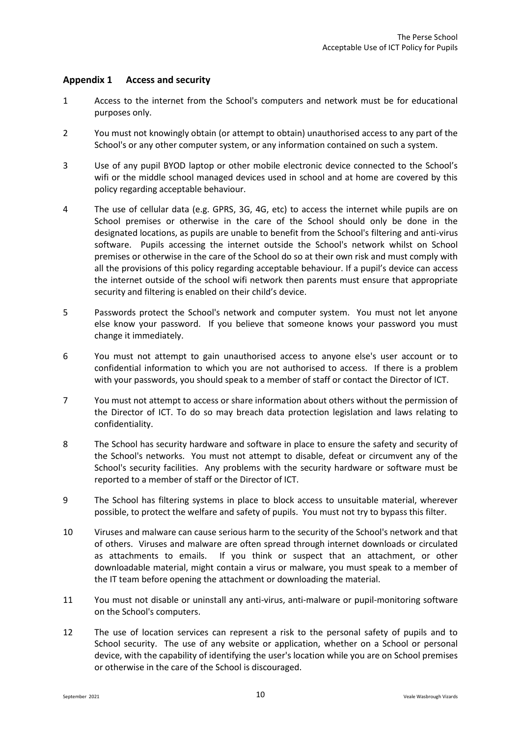## Appendix 1 Access and security

1. Access to the internet from the School's computers and network must be for educational purposes only.

2. You must not knowingly obtain (or attempt to obtain) unauthorised access to any part of the School's or any other computer system, or any information contained on such a system.

3. Use of any pupil BYOD laptop or other mobile electronic device connected to the School's wifi or the middle school managed devices used in school and at home are covered by this policy regarding acceptable behaviour.

4. The use of cellular data (e.g. GPRS, 3G, 4G, etc) to access the internet while pupils are on School premises or otherwise in the care of the School should only be done in the designated locations, as pupils are unable to benefit from the School's filtering and anti-virus software. Pupils accessing the internet outside the School's network whilst on School premises or otherwise in the care of the School do so at their own risk and must comply with all the provisions of this policy regarding acceptable behaviour. If a pupil's device can access the internet outside of the school wifi network then parents must ensure that appropriate security and filtering is enabled on their child's device.

5. Passwords protect the School's network and computer system. You must not let anyone else know your password. If you believe that someone knows your password you must change it immediately.

6. You must not attempt to gain unauthorised access to anyone else's user account or to confidential information to which you are not authorised to access. If there is a problem with your passwords, you should speak to a member of staff or contact the Director of ICT.

7. You must not attempt to access or share information about others without the permission of the Director of ICT. To do so may breach data protection legislation and laws relating to confidentiality.

8. The School has security hardware and software in place to ensure the safety and security of the School's networks. You must not attempt to disable, defeat or circumvent any of the School's security facilities. Any problems with the security hardware or software must be reported to a member of staff or the Director of ICT.

9. The School has filtering systems in place to block access to unsuitable material, wherever possible, to protect the welfare and safety of pupils. You must not try to bypass this filter.

10. Viruses and malware can cause serious harm to the security of the School's network and that of others. Viruses and malware are often spread through internet downloads or circulated as attachments to emails. If you think or suspect that an attachment, or other downloadable material, might contain a virus or malware, you must speak to a member of the IT team before opening the attachment or downloading the material.

11. You must not disable or uninstall any anti-virus, anti-malware or pupil-monitoring software on the School's computers.

12. The use of location services can represent a risk to the personal safety of pupils and to School security. The use of any website or application, whether on a School or personal device, with the capability of identifying the user's location while you are on School premises or otherwise in the care of the School is discouraged.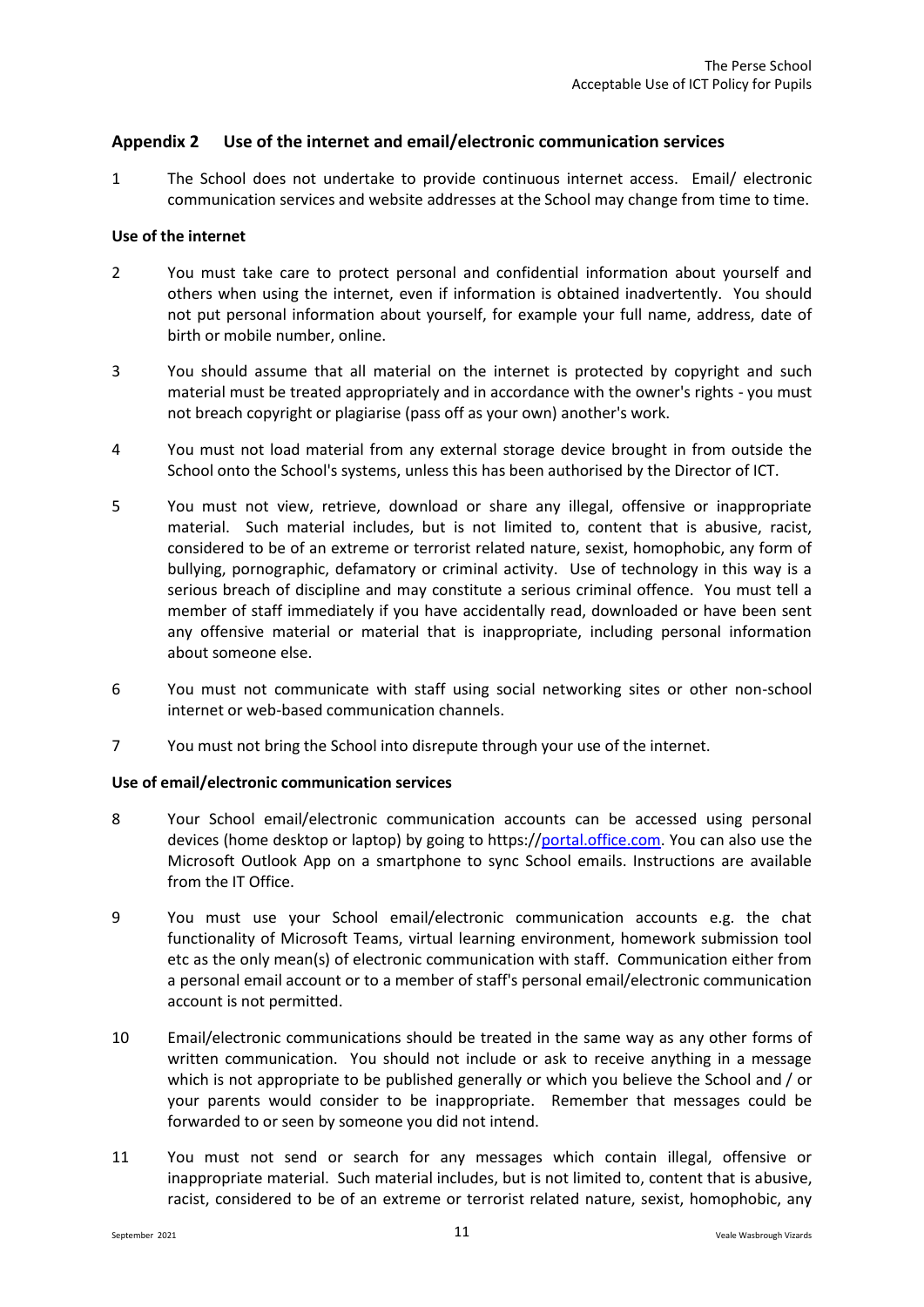## Appendix 2 Use of the internet and email/electronic communication services

1 The School does not undertake to provide continuous internet access. Email/ electronic communication services and website addresses at the School may change from time to time.

**Use of the internet**

2 You must take care to protect personal and confidential information about yourself and others when using the internet, even if information is obtained inadvertently. You should not put personal information about yourself, for example your full name, address, date of birth or mobile number, online.

3 You should assume that all material on the internet is protected by copyright and such material must be treated appropriately and in accordance with the owner's rights - you must not breach copyright or plagiarise (pass off as your own) another's work.

4 You must not load material from any external storage device brought in from outside the School onto the School's systems, unless this has been authorised by the Director of ICT.

5 You must not view, retrieve, download or share any illegal, offensive or inappropriate material. Such material includes, but is not limited to, content that is abusive, racist, considered to be of an extreme or terrorist related nature, sexist, homophobic, any form of bullying, pornographic, defamatory or criminal activity. Use of technology in this way is a serious breach of discipline and may constitute a serious criminal offence. You must tell a member of staff immediately if you have accidentally read, downloaded or have been sent any offensive material or material that is inappropriate, including personal information about someone else.

6 You must not communicate with staff using social networking sites or other non-school internet or web-based communication channels.

7 You must not bring the School into disrepute through your use of the internet.

**Use of email/electronic communication services**

8 Your School email/electronic communication accounts can be accessed using personal devices (home desktop or laptop) by going to https://portal.office.com. You can also use the Microsoft Outlook App on a smartphone to sync School emails. Instructions are available from the IT Office.

9 You must use your School email/electronic communication accounts e.g. the chat functionality of Microsoft Teams, virtual learning environment, homework submission tool etc as the only mean(s) of electronic communication with staff. Communication either from a personal email account or to a member of staff's personal email/electronic communication account is not permitted.

10 Email/electronic communications should be treated in the same way as any other forms of written communication. You should not include or ask to receive anything in a message which is not appropriate to be published generally or which you believe the School and / or your parents would consider to be inappropriate. Remember that messages could be forwarded to or seen by someone you did not intend.

11 You must not send or search for any messages which contain illegal, offensive or inappropriate material. Such material includes, but is not limited to, content that is abusive, racist, considered to be of an extreme or terrorist related nature, sexist, homophobic, any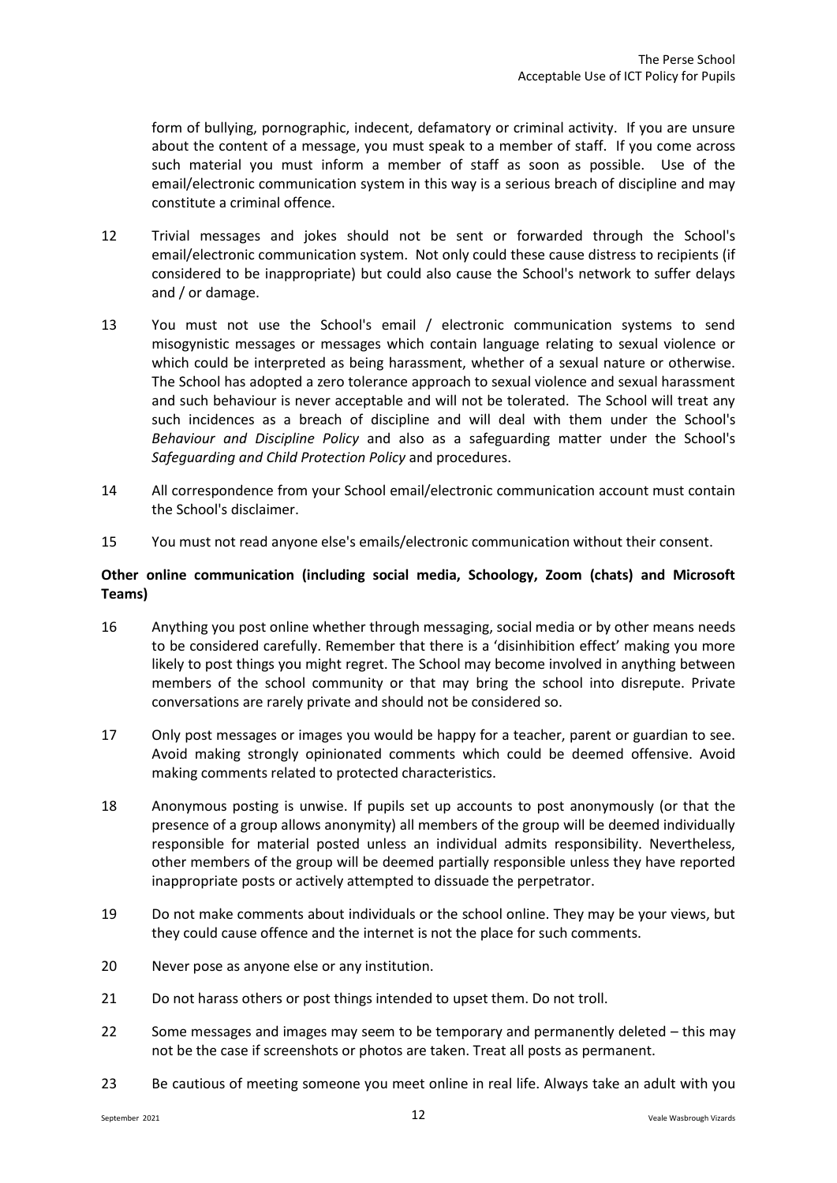form of bullying, pornographic, indecent, defamatory or criminal activity. If you are unsure about the content of a message, you must speak to a member of staff. If you come across such material you must inform a member of staff as soon as possible. Use of the email/electronic communication system in this way is a serious breach of discipline and may constitute a criminal offence.

12 Trivial messages and jokes should not be sent or forwarded through the School's email/electronic communication system. Not only could these cause distress to recipients (if considered to be inappropriate) but could also cause the School's network to suffer delays and / or damage.

13 You must not use the School's email / electronic communication systems to send misogynistic messages or messages which contain language relating to sexual violence or which could be interpreted as being harassment, whether of a sexual nature or otherwise. The School has adopted a zero tolerance approach to sexual violence and sexual harassment and such behaviour is never acceptable and will not be tolerated. The School will treat any such incidences as a breach of discipline and will deal with them under the School's *Behaviour and Discipline Policy* and also as a safeguarding matter under the School's *Safeguarding and Child Protection Policy* and procedures.

14 All correspondence from your School email/electronic communication account must contain the School's disclaimer.

15 You must not read anyone else's emails/electronic communication without their consent.

**Other online communication (including social media, Schoology, Zoom (chats) and Microsoft Teams)**

16 Anything you post online whether through messaging, social media or by other means needs to be considered carefully. Remember that there is a 'disinhibition effect' making you more likely to post things you might regret. The School may become involved in anything between members of the school community or that may bring the school into disrepute. Private conversations are rarely private and should not be considered so.

17 Only post messages or images you would be happy for a teacher, parent or guardian to see. Avoid making strongly opinionated comments which could be deemed offensive. Avoid making comments related to protected characteristics.

18 Anonymous posting is unwise. If pupils set up accounts to post anonymously (or that the presence of a group allows anonymity) all members of the group will be deemed individually responsible for material posted unless an individual admits responsibility. Nevertheless, other members of the group will be deemed partially responsible unless they have reported inappropriate posts or actively attempted to dissuade the perpetrator.

19 Do not make comments about individuals or the school online. They may be your views, but they could cause offence and the internet is not the place for such comments.

20 Never pose as anyone else or any institution.

21 Do not harass others or post things intended to upset them. Do not troll.

22 Some messages and images may seem to be temporary and permanently deleted – this may not be the case if screenshots or photos are taken. Treat all posts as permanent.

23 Be cautious of meeting someone you meet online in real life. Always take an adult with you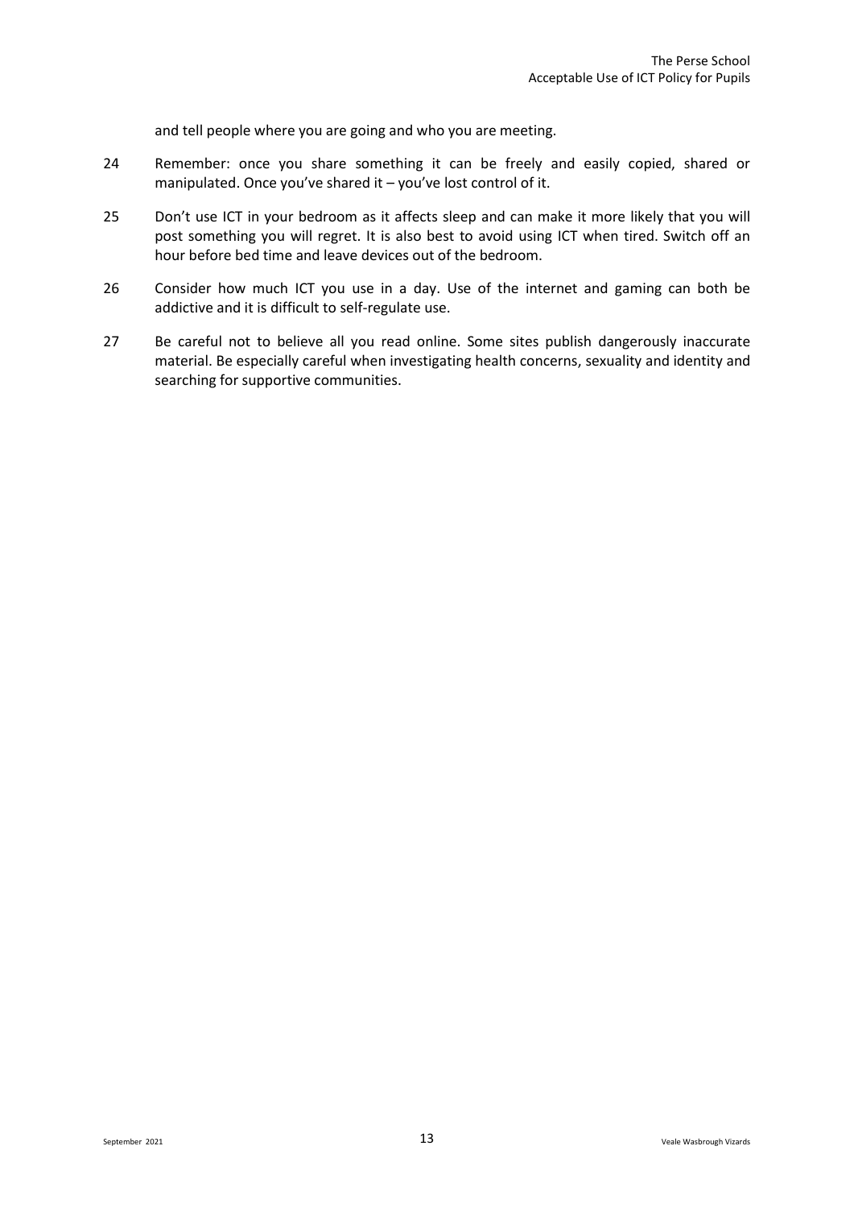and tell people where you are going and who you are meeting.

24 Remember: once you share something it can be freely and easily copied, shared or manipulated. Once you've shared it – you've lost control of it.

25 Don't use ICT in your bedroom as it affects sleep and can make it more likely that you will post something you will regret. It is also best to avoid using ICT when tired. Switch off an hour before bed time and leave devices out of the bedroom.

26 Consider how much ICT you use in a day. Use of the internet and gaming can both be addictive and it is difficult to self-regulate use.

27 Be careful not to believe all you read online. Some sites publish dangerously inaccurate material. Be especially careful when investigating health concerns, sexuality and identity and searching for supportive communities.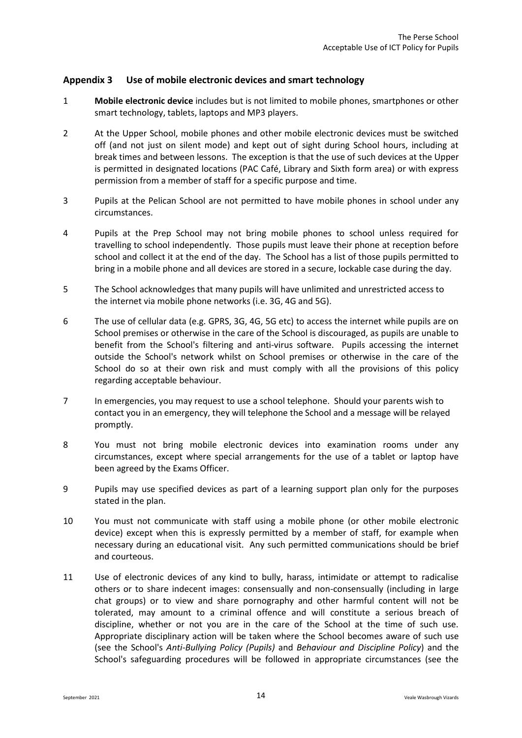## Appendix 3 Use of mobile electronic devices and smart technology

1 **Mobile electronic device** includes but is not limited to mobile phones, smartphones or other smart technology, tablets, laptops and MP3 players.

2 At the Upper School, mobile phones and other mobile electronic devices must be switched off (and not just on silent mode) and kept out of sight during School hours, including at break times and between lessons. The exception is that the use of such devices at the Upper is permitted in designated locations (PAC Café, Library and Sixth form area) or with express permission from a member of staff for a specific purpose and time.

3 Pupils at the Pelican School are not permitted to have mobile phones in school under any circumstances.

4 Pupils at the Prep School may not bring mobile phones to school unless required for travelling to school independently. Those pupils must leave their phone at reception before school and collect it at the end of the day. The School has a list of those pupils permitted to bring in a mobile phone and all devices are stored in a secure, lockable case during the day.

5 The School acknowledges that many pupils will have unlimited and unrestricted access to the internet via mobile phone networks (i.e. 3G, 4G and 5G).

6 The use of cellular data (e.g. GPRS, 3G, 4G, 5G etc) to access the internet while pupils are on School premises or otherwise in the care of the School is discouraged, as pupils are unable to benefit from the School's filtering and anti-virus software. Pupils accessing the internet outside the School's network whilst on School premises or otherwise in the care of the School do so at their own risk and must comply with all the provisions of this policy regarding acceptable behaviour.

7 In emergencies, you may request to use a school telephone. Should your parents wish to contact you in an emergency, they will telephone the School and a message will be relayed promptly.

8 You must not bring mobile electronic devices into examination rooms under any circumstances, except where special arrangements for the use of a tablet or laptop have been agreed by the Exams Officer.

9 Pupils may use specified devices as part of a learning support plan only for the purposes stated in the plan.

10 You must not communicate with staff using a mobile phone (or other mobile electronic device) except when this is expressly permitted by a member of staff, for example when necessary during an educational visit. Any such permitted communications should be brief and courteous.

11 Use of electronic devices of any kind to bully, harass, intimidate or attempt to radicalise others or to share indecent images: consensually and non-consensually (including in large chat groups) or to view and share pornography and other harmful content will not be tolerated, may amount to a criminal offence and will constitute a serious breach of discipline, whether or not you are in the care of the School at the time of such use. Appropriate disciplinary action will be taken where the School becomes aware of such use (see the School's *Anti-Bullying Policy (Pupils)* and *Behaviour and Discipline Policy*) and the School's safeguarding procedures will be followed in appropriate circumstances (see the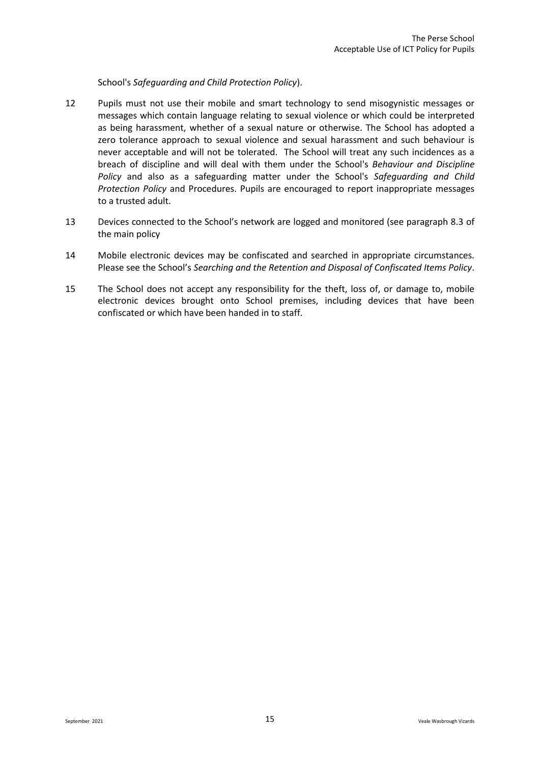School's *Safeguarding and Child Protection Policy*).

12 Pupils must not use their mobile and smart technology to send misogynistic messages or messages which contain language relating to sexual violence or which could be interpreted as being harassment, whether of a sexual nature or otherwise. The School has adopted a zero tolerance approach to sexual violence and sexual harassment and such behaviour is never acceptable and will not be tolerated. The School will treat any such incidences as a breach of discipline and will deal with them under the School's *Behaviour and Discipline Policy* and also as a safeguarding matter under the School's *Safeguarding and Child Protection Policy* and Procedures. Pupils are encouraged to report inappropriate messages to a trusted adult.

13 Devices connected to the School's network are logged and monitored (see paragraph 8.3 of the main policy

14 Mobile electronic devices may be confiscated and searched in appropriate circumstances. Please see the School's *Searching and the Retention and Disposal of Confiscated Items Policy*.

15 The School does not accept any responsibility for the theft, loss of, or damage to, mobile electronic devices brought onto School premises, including devices that have been confiscated or which have been handed in to staff.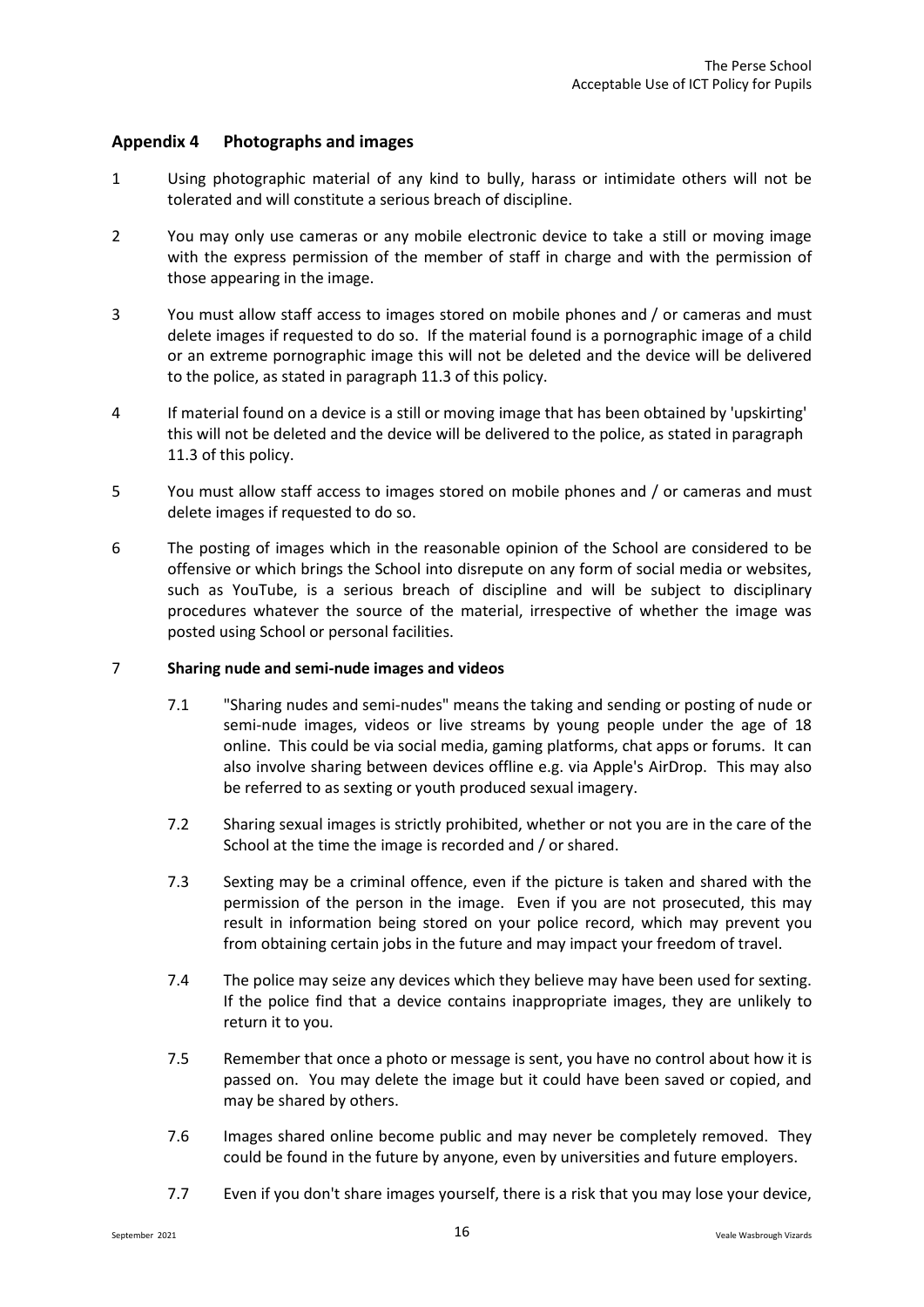## Appendix 4 Photographs and images

1 Using photographic material of any kind to bully, harass or intimidate others will not be tolerated and will constitute a serious breach of discipline.

2 You may only use cameras or any mobile electronic device to take a still or moving image with the express permission of the member of staff in charge and with the permission of those appearing in the image.

3 You must allow staff access to images stored on mobile phones and / or cameras and must delete images if requested to do so. If the material found is a pornographic image of a child or an extreme pornographic image this will not be deleted and the device will be delivered to the police, as stated in paragraph 11.3 of this policy.

4 If material found on a device is a still or moving image that has been obtained by 'upskirting' this will not be deleted and the device will be delivered to the police, as stated in paragraph 11.3 of this policy.

5 You must allow staff access to images stored on mobile phones and / or cameras and must delete images if requested to do so.

6 The posting of images which in the reasonable opinion of the School are considered to be offensive or which brings the School into disrepute on any form of social media or websites, such as YouTube, is a serious breach of discipline and will be subject to disciplinary procedures whatever the source of the material, irrespective of whether the image was posted using School or personal facilities.

7 **Sharing nude and semi-nude images and videos**

7.1 "Sharing nudes and semi-nudes" means the taking and sending or posting of nude or semi-nude images, videos or live streams by young people under the age of 18 online. This could be via social media, gaming platforms, chat apps or forums. It can also involve sharing between devices offline e.g. via Apple's AirDrop. This may also be referred to as sexting or youth produced sexual imagery.

7.2 Sharing sexual images is strictly prohibited, whether or not you are in the care of the School at the time the image is recorded and / or shared.

7.3 Sexting may be a criminal offence, even if the picture is taken and shared with the permission of the person in the image. Even if you are not prosecuted, this may result in information being stored on your police record, which may prevent you from obtaining certain jobs in the future and may impact your freedom of travel.

7.4 The police may seize any devices which they believe may have been used for sexting. If the police find that a device contains inappropriate images, they are unlikely to return it to you.

7.5 Remember that once a photo or message is sent, you have no control about how it is passed on. You may delete the image but it could have been saved or copied, and may be shared by others.

7.6 Images shared online become public and may never be completely removed. They could be found in the future by anyone, even by universities and future employers.

7.7 Even if you don't share images yourself, there is a risk that you may lose your device,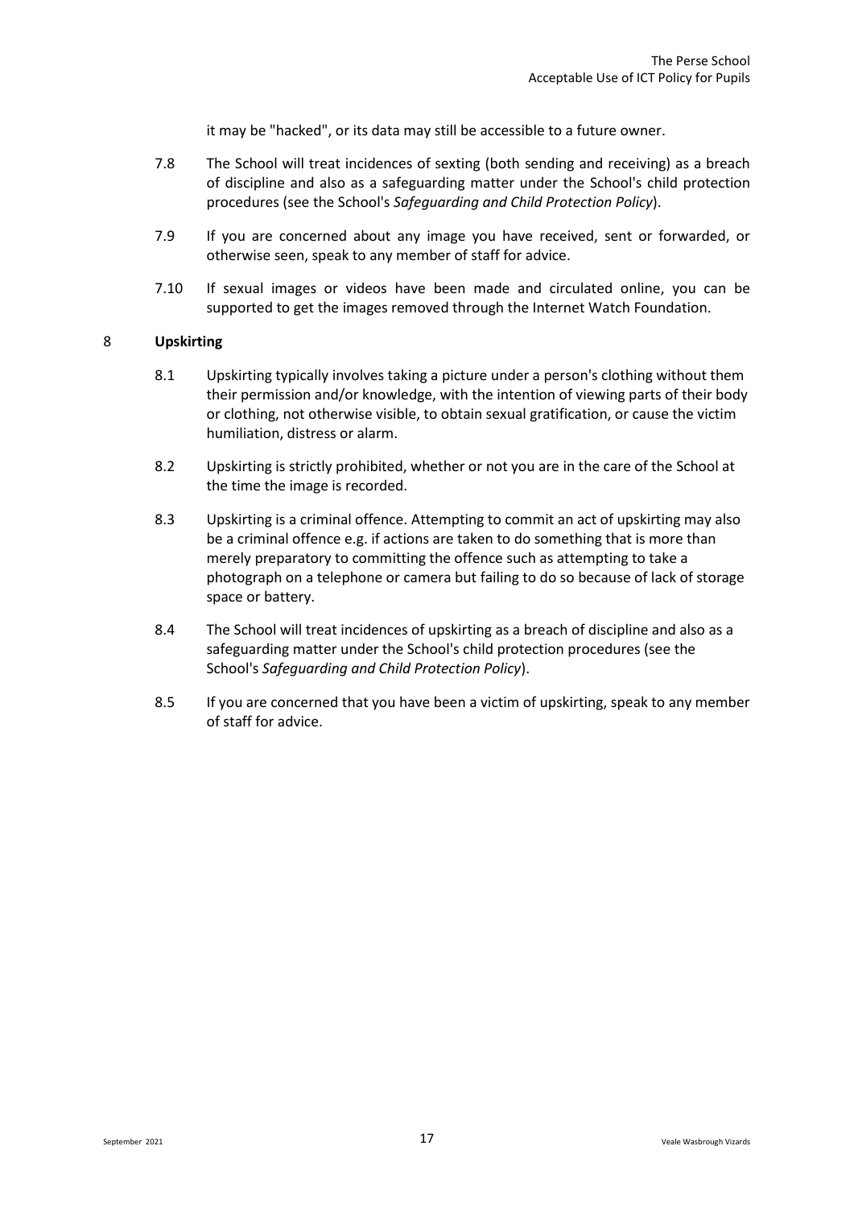it may be "hacked", or its data may still be accessible to a future owner.

7.8 The School will treat incidences of sexting (both sending and receiving) as a breach of discipline and also as a safeguarding matter under the School's child protection procedures (see the School's *Safeguarding and Child Protection Policy*).

7.9 If you are concerned about any image you have received, sent or forwarded, or otherwise seen, speak to any member of staff for advice.

7.10 If sexual images or videos have been made and circulated online, you can be supported to get the images removed through the Internet Watch Foundation.

## 8 Upskirting

8.1 Upskirting typically involves taking a picture under a person's clothing without them their permission and/or knowledge, with the intention of viewing parts of their body or clothing, not otherwise visible, to obtain sexual gratification, or cause the victim humiliation, distress or alarm.

8.2 Upskirting is strictly prohibited, whether or not you are in the care of the School at the time the image is recorded.

8.3 Upskirting is a criminal offence. Attempting to commit an act of upskirting may also be a criminal offence e.g. if actions are taken to do something that is more than merely preparatory to committing the offence such as attempting to take a photograph on a telephone or camera but failing to do so because of lack of storage space or battery.

8.4 The School will treat incidences of upskirting as a breach of discipline and also as a safeguarding matter under the School's child protection procedures (see the School's *Safeguarding and Child Protection Policy*).

8.5 If you are concerned that you have been a victim of upskirting, speak to any member of staff for advice.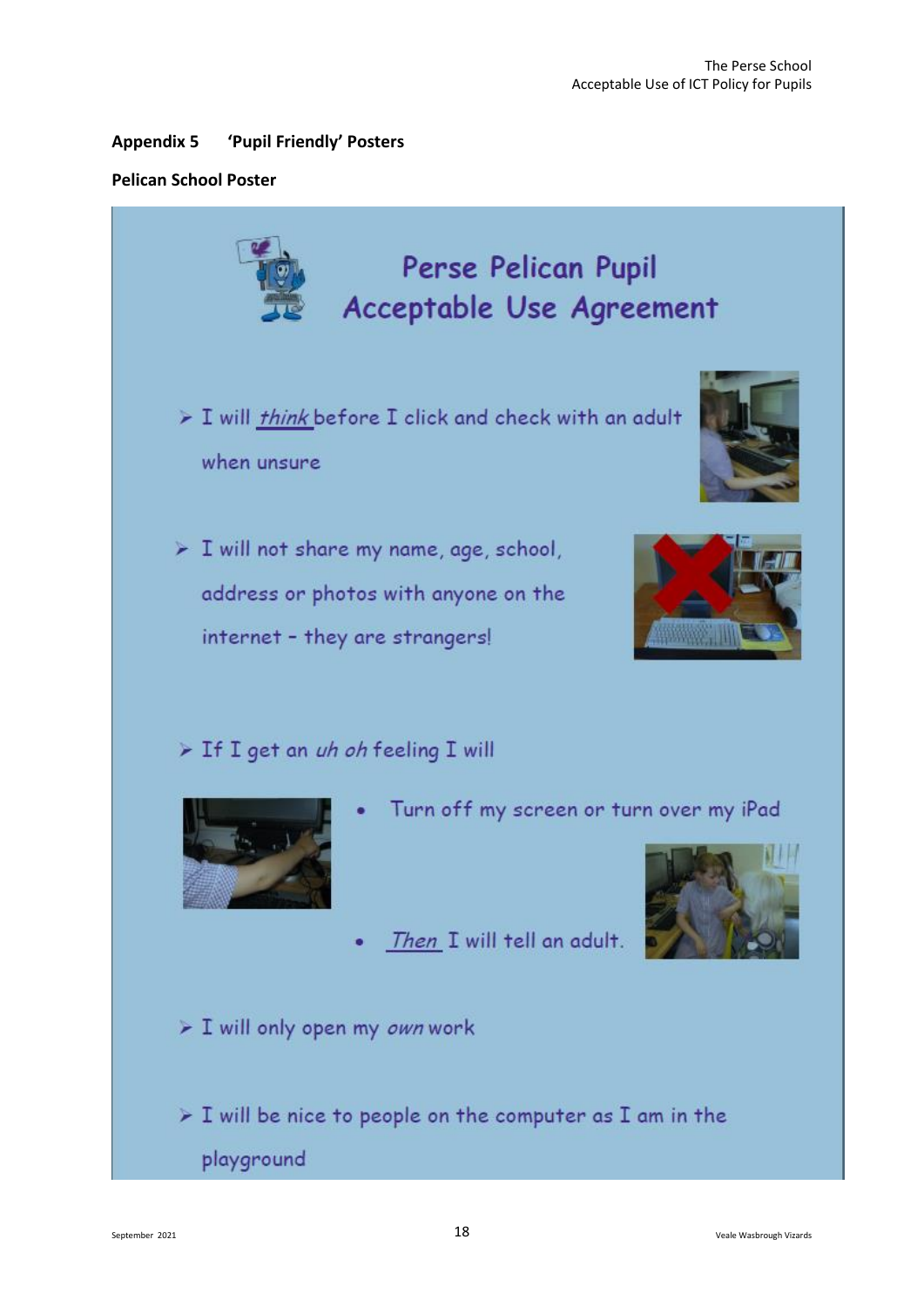**Appendix 5 'Pupil Friendly' Posters**

**Pelican School Poster**

## Perse Pelican Pupil Acceptable Use Agreement

- I will *think* before I click and check with an adult when unsure
- I will not share my name, age, school, address or photos with anyone on the internet – they are strangers!
- If I get an *uh oh* feeling I will
  - Turn off my screen or turn over my iPad
  - *Then* I will tell an adult.
- I will only open my *own* work
- I will be nice to people on the computer as I am in the playground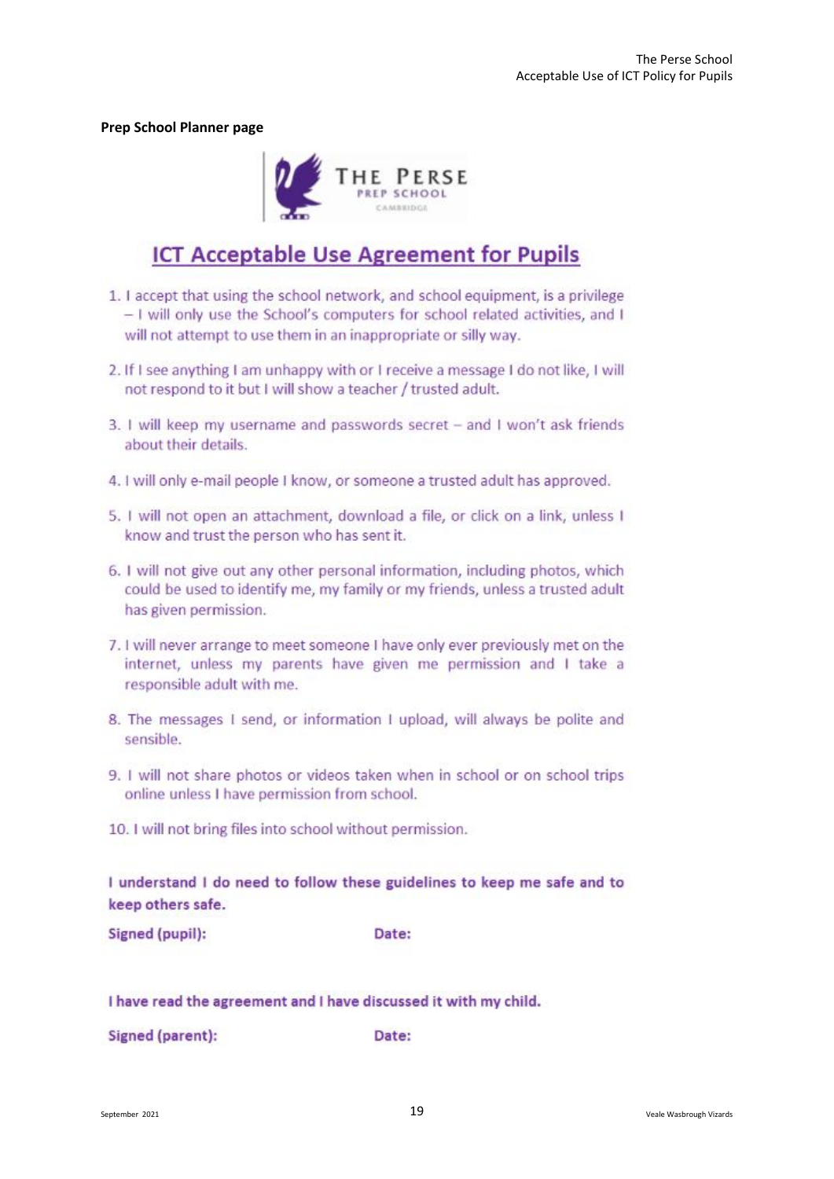**Prep School Planner page**

THE PERSE
PREP SCHOOL
CAMBRIDGE

## ICT Acceptable Use Agreement for Pupils

1. I accept that using the school network, and school equipment, is a privilege – I will only use the School's computers for school related activities, and I will not attempt to use them in an inappropriate or silly way.
2. If I see anything I am unhappy with or I receive a message I do not like, I will not respond to it but I will show a teacher / trusted adult.
3. I will keep my username and passwords secret – and I won't ask friends about their details.
4. I will only e-mail people I know, or someone a trusted adult has approved.
5. I will not open an attachment, download a file, or click on a link, unless I know and trust the person who has sent it.
6. I will not give out any other personal information, including photos, which could be used to identify me, my family or my friends, unless a trusted adult has given permission.
7. I will never arrange to meet someone I have only ever previously met on the internet, unless my parents have given me permission and I take a responsible adult with me.
8. The messages I send, or information I upload, will always be polite and sensible.
9. I will not share photos or videos taken when in school or on school trips online unless I have permission from school.
10. I will not bring files into school without permission.

**I understand I do need to follow these guidelines to keep me safe and to keep others safe.**

**Signed (pupil):** **Date:**

**I have read the agreement and I have discussed it with my child.**

**Signed (parent):** **Date:**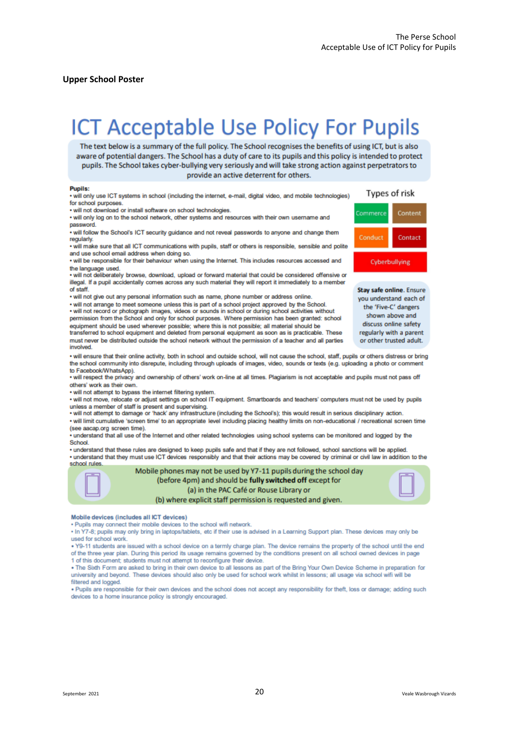## Upper School Poster

# ICT Acceptable Use Policy For Pupils

The text below is a summary of the full policy. The School recognises the benefits of using ICT, but is also aware of potential dangers. The School has a duty of care to its pupils and this policy is intended to protect pupils. The School takes cyber-bullying very seriously and will take strong action against perpetrators to provide an active deterrent for others.

**Pupils:**

- will only use ICT systems in school (including the internet, e-mail, digital video, and mobile technologies) for school purposes.
- will not download or install software on school technologies.
- will only log on to the school network, other systems and resources with their own username and password.
- will follow the School's ICT security guidance and not reveal passwords to anyone and change them regularly.
- will make sure that all ICT communications with pupils, staff or others is responsible, sensible and polite and use school email address when doing so.
- will be responsible for their behaviour when using the Internet. This includes resources accessed and the language used.
- will not deliberately browse, download, upload or forward material that could be considered offensive or illegal. If a pupil accidentally comes across any such material they will report it immediately to a member of staff.
- will not give out any personal information such as name, phone number or address online.
- will not arrange to meet someone unless this is part of a school project approved by the School.
- will not record or photograph images, videos or sounds in school or during school activities without permission from the School and only for school purposes. Where permission has been granted: school equipment should be used wherever possible; where this is not possible; all material should be transferred to school equipment and deleted from personal equipment as soon as is practicable. These must never be distributed outside the school network without the permission of a teacher and all parties involved.
- will ensure that their online activity, both in school and outside school, will not cause the school, staff, pupils or others distress or bring the school community into disrepute, including through uploads of images, video, sounds or texts (e.g. uploading a photo or comment to Facebook/WhatsApp).
- will respect the privacy and ownership of others' work on-line at all times. Plagiarism is not acceptable and pupils must not pass off others' work as their own.
- will not attempt to bypass the internet filtering system.
- will not move, relocate or adjust settings on school IT equipment. Smartboards and teachers' computers must not be used by pupils unless a member of staff is present and supervising.
- will not attempt to damage or 'hack' any infrastructure (including the School's); this would result in serious disciplinary action.
- will limit cumulative 'screen time' to an appropriate level including placing healthy limits on non-educational / recreational screen time (see aacap.org screen time).
- understand that all use of the Internet and other related technologies using school systems can be monitored and logged by the School.
- understand that these rules are designed to keep pupils safe and that if they are not followed, school sanctions will be applied.
- understand that they must use ICT devices responsibly and that their actions may be covered by criminal or civil law in addition to the school rules.

**Types of risk**

| Commerce | Content |
|---|---|
| Conduct | Contact |
| Cyberbullying | |

**Stay safe online.** Ensure you understand each of the 'Five-C' dangers shown above and discuss online safety regularly with a parent or other trusted adult.

Mobile phones may not be used by Y7-11 pupils during the school day (before 4pm) and should be **fully switched off** except for
(a) in the PAC Café or Rouse Library or
(b) where explicit staff permission is requested and given.

**Mobile devices (includes all ICT devices)**

- Pupils may connect their mobile devices to the school wifi network.
- In Y7-8; pupils may only bring in laptops/tablets, etc if their use is advised in a Learning Support plan. These devices may only be used for school work.
- Y9-11 students are issued with a school device on a termly charge plan. The device remains the property of the school until the end of the three year plan. During this period its usage remains governed by the conditions present on all school owned devices in page 1 of this document; students must not attempt to reconfigure their device.
- The Sixth Form are asked to bring in their own device to all lessons as part of the Bring Your Own Device Scheme in preparation for university and beyond. These devices should also only be used for school work whilst in lessons; all usage via school wifi will be filtered and logged.
- Pupils are responsible for their own devices and the school does not accept any responsibility for theft, loss or damage; adding such devices to a home insurance policy is strongly encouraged.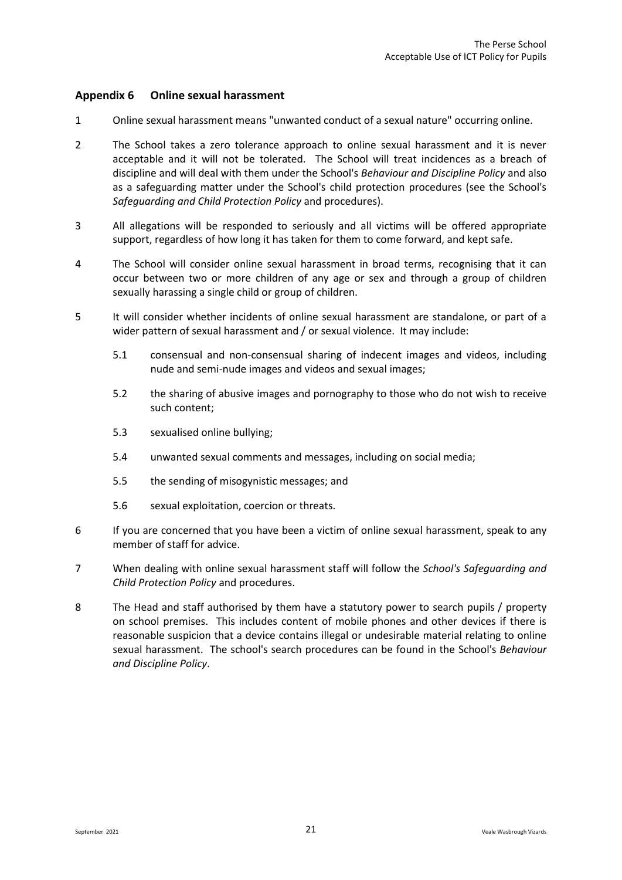## Appendix 6 Online sexual harassment

1. Online sexual harassment means "unwanted conduct of a sexual nature" occurring online.

2. The School takes a zero tolerance approach to online sexual harassment and it is never acceptable and it will not be tolerated. The School will treat incidences as a breach of discipline and will deal with them under the School's *Behaviour and Discipline Policy* and also as a safeguarding matter under the School's child protection procedures (see the School's *Safeguarding and Child Protection Policy* and procedures).

3. All allegations will be responded to seriously and all victims will be offered appropriate support, regardless of how long it has taken for them to come forward, and kept safe.

4. The School will consider online sexual harassment in broad terms, recognising that it can occur between two or more children of any age or sex and through a group of children sexually harassing a single child or group of children.

5. It will consider whether incidents of online sexual harassment are standalone, or part of a wider pattern of sexual harassment and / or sexual violence. It may include:

   5.1 consensual and non-consensual sharing of indecent images and videos, including nude and semi-nude images and videos and sexual images;

   5.2 the sharing of abusive images and pornography to those who do not wish to receive such content;

   5.3 sexualised online bullying;

   5.4 unwanted sexual comments and messages, including on social media;

   5.5 the sending of misogynistic messages; and

   5.6 sexual exploitation, coercion or threats.

6. If you are concerned that you have been a victim of online sexual harassment, speak to any member of staff for advice.

7. When dealing with online sexual harassment staff will follow the *School's Safeguarding and Child Protection Policy* and procedures.

8. The Head and staff authorised by them have a statutory power to search pupils / property on school premises. This includes content of mobile phones and other devices if there is reasonable suspicion that a device contains illegal or undesirable material relating to online sexual harassment. The school's search procedures can be found in the School's *Behaviour and Discipline Policy*.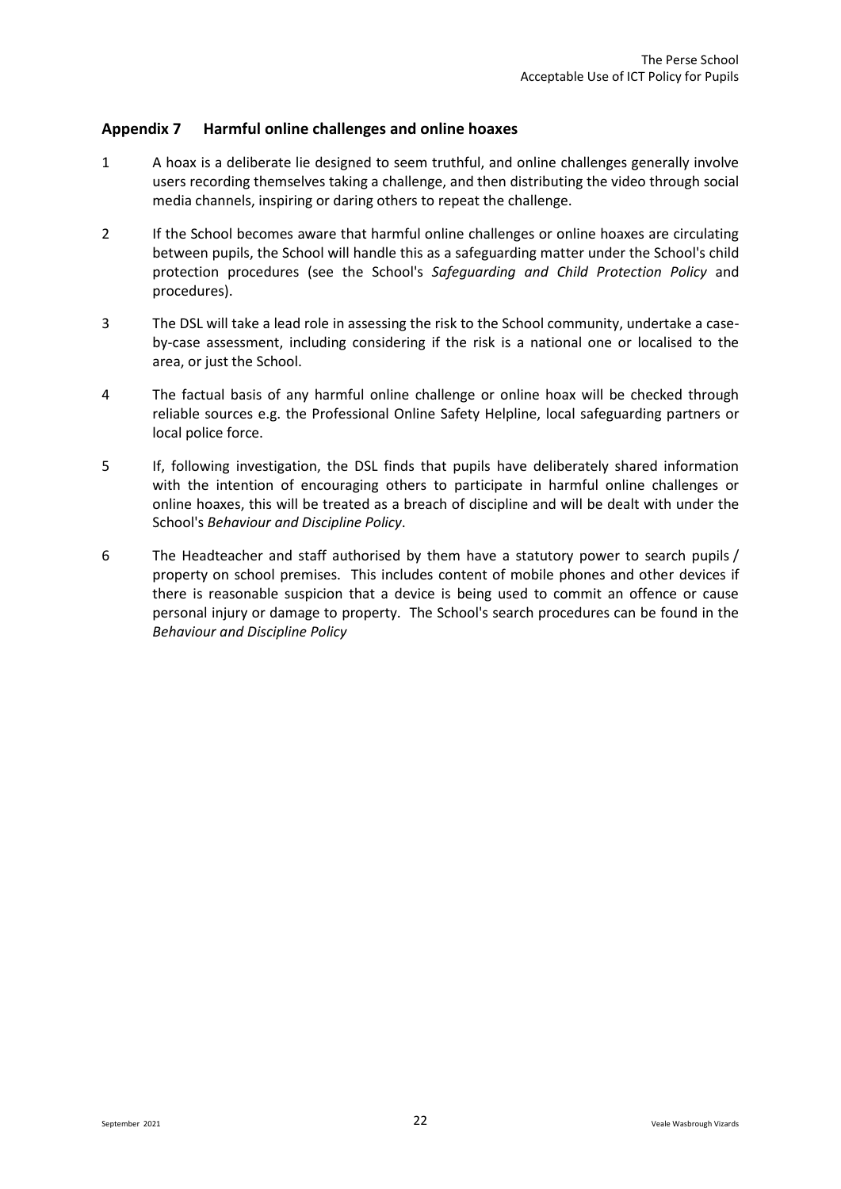## Appendix 7 Harmful online challenges and online hoaxes

1. A hoax is a deliberate lie designed to seem truthful, and online challenges generally involve users recording themselves taking a challenge, and then distributing the video through social media channels, inspiring or daring others to repeat the challenge.

2. If the School becomes aware that harmful online challenges or online hoaxes are circulating between pupils, the School will handle this as a safeguarding matter under the School's child protection procedures (see the School's *Safeguarding and Child Protection Policy* and procedures).

3. The DSL will take a lead role in assessing the risk to the School community, undertake a case-by-case assessment, including considering if the risk is a national one or localised to the area, or just the School.

4. The factual basis of any harmful online challenge or online hoax will be checked through reliable sources e.g. the Professional Online Safety Helpline, local safeguarding partners or local police force.

5. If, following investigation, the DSL finds that pupils have deliberately shared information with the intention of encouraging others to participate in harmful online challenges or online hoaxes, this will be treated as a breach of discipline and will be dealt with under the School's *Behaviour and Discipline Policy*.

6. The Headteacher and staff authorised by them have a statutory power to search pupils / property on school premises. This includes content of mobile phones and other devices if there is reasonable suspicion that a device is being used to commit an offence or cause personal injury or damage to property. The School's search procedures can be found in the *Behaviour and Discipline Policy*